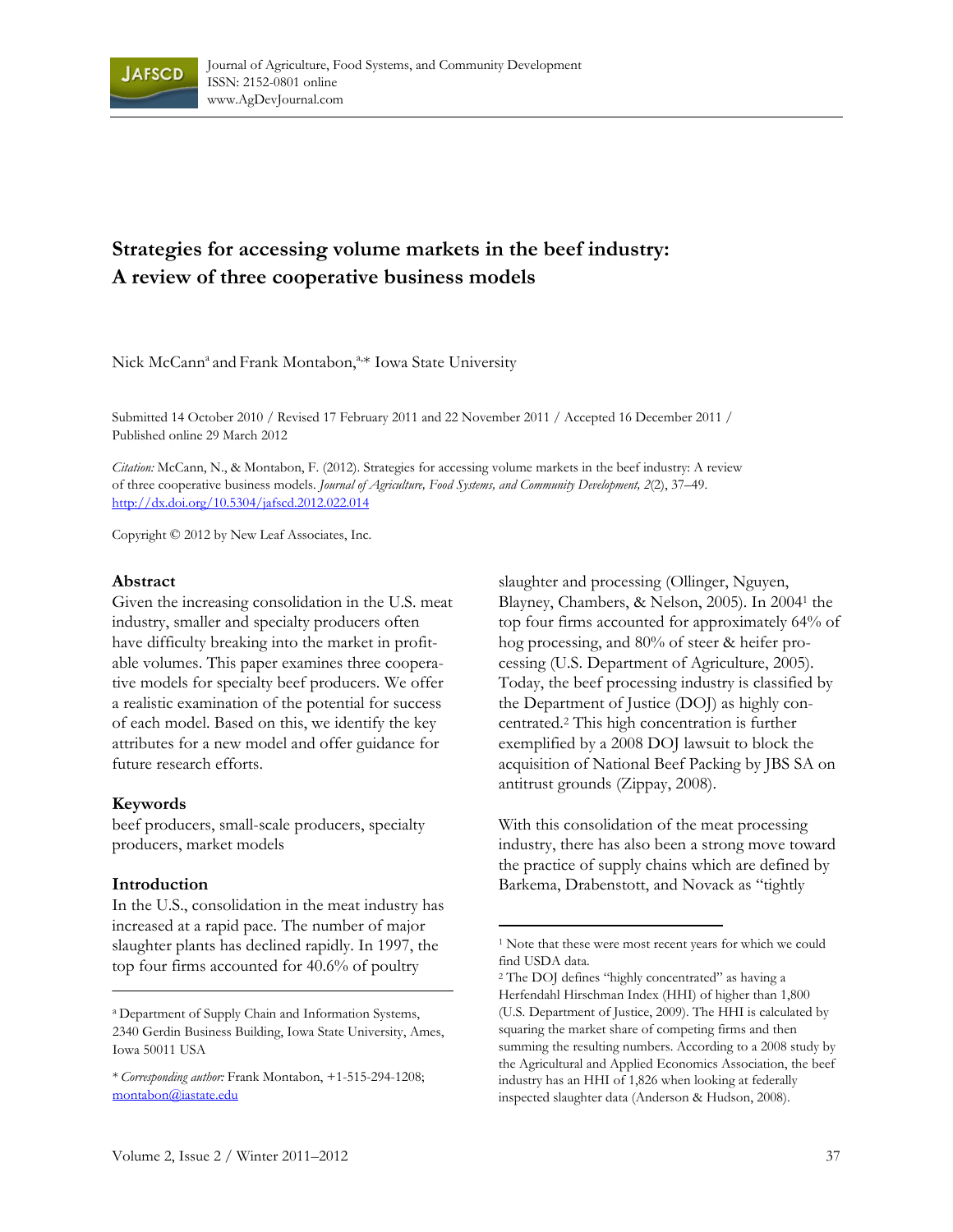Journal of Agriculture, Food Systems, and Community Development
ISSN: 2152-0801 online
www.AgDevJournal.com

# Strategies for accessing volume markets in the beef industry: A review of three cooperative business models

Nick McCann[a] and Frank Montabon,[a,*] Iowa State University

Submitted 14 October 2010 / Revised 17 February 2011 and 22 November 2011 / Accepted 16 December 2011 / Published online 29 March 2012

*Citation:* McCann, N., & Montabon, F. (2012). Strategies for accessing volume markets in the beef industry: A review of three cooperative business models. *Journal of Agriculture, Food Systems, and Community Development, 2*(2), 37–49. http://dx.doi.org/10.5304/jafscd.2012.022.014

Copyright © 2012 by New Leaf Associates, Inc.

## Abstract

Given the increasing consolidation in the U.S. meat industry, smaller and specialty producers often have difficulty breaking into the market in profitable volumes. This paper examines three cooperative models for specialty beef producers. We offer a realistic examination of the potential for success of each model. Based on this, we identify the key attributes for a new model and offer guidance for future research efforts.

## Keywords

beef producers, small-scale producers, specialty producers, market models

## Introduction

In the U.S., consolidation in the meat industry has increased at a rapid pace. The number of major slaughter plants has declined rapidly. In 1997, the top four firms accounted for 40.6% of poultry slaughter and processing (Ollinger, Nguyen, Blayney, Chambers, & Nelson, 2005). In 2004[1] the top four firms accounted for approximately 64% of hog processing, and 80% of steer & heifer processing (U.S. Department of Agriculture, 2005). Today, the beef processing industry is classified by the Department of Justice (DOJ) as highly concentrated.[2] This high concentration is further exemplified by a 2008 DOJ lawsuit to block the acquisition of National Beef Packing by JBS SA on antitrust grounds (Zippay, 2008).

With this consolidation of the meat processing industry, there has also been a strong move toward the practice of supply chains which are defined by Barkema, Drabenstott, and Novack as "tightly

---

[a] Department of Supply Chain and Information Systems, 2340 Gerdin Business Building, Iowa State University, Ames, Iowa 50011 USA

\* *Corresponding author:* Frank Montabon, +1-515-294-1208; montabon@iastate.edu

[1] Note that these were most recent years for which we could find USDA data.

[2] The DOJ defines "highly concentrated" as having a Herfendahl Hirschman Index (HHI) of higher than 1,800 (U.S. Department of Justice, 2009). The HHI is calculated by squaring the market share of competing firms and then summing the resulting numbers. According to a 2008 study by the Agricultural and Applied Economics Association, the beef industry has an HHI of 1,826 when looking at federally inspected slaughter data (Anderson & Hudson, 2008).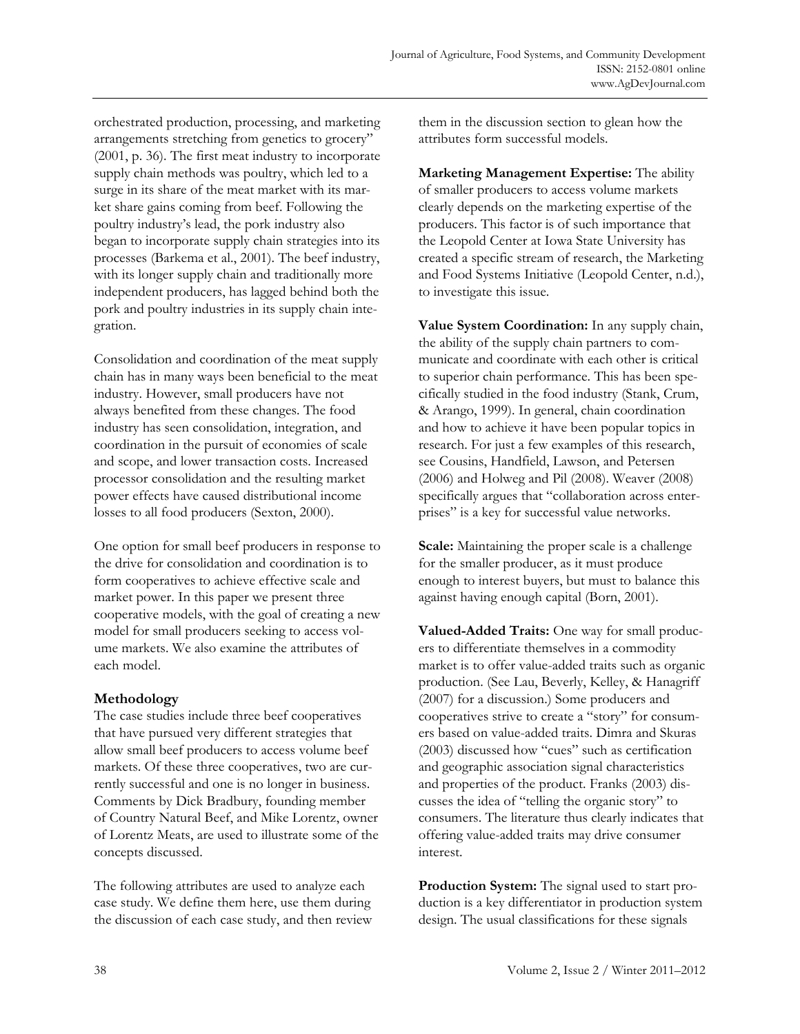orchestrated production, processing, and marketing arrangements stretching from genetics to grocery" (2001, p. 36). The first meat industry to incorporate supply chain methods was poultry, which led to a surge in its share of the meat market with its market share gains coming from beef. Following the poultry industry's lead, the pork industry also began to incorporate supply chain strategies into its processes (Barkema et al., 2001). The beef industry, with its longer supply chain and traditionally more independent producers, has lagged behind both the pork and poultry industries in its supply chain integration.

Consolidation and coordination of the meat supply chain has in many ways been beneficial to the meat industry. However, small producers have not always benefited from these changes. The food industry has seen consolidation, integration, and coordination in the pursuit of economies of scale and scope, and lower transaction costs. Increased processor consolidation and the resulting market power effects have caused distributional income losses to all food producers (Sexton, 2000).

One option for small beef producers in response to the drive for consolidation and coordination is to form cooperatives to achieve effective scale and market power. In this paper we present three cooperative models, with the goal of creating a new model for small producers seeking to access volume markets. We also examine the attributes of each model.

## Methodology

The case studies include three beef cooperatives that have pursued very different strategies that allow small beef producers to access volume beef markets. Of these three cooperatives, two are currently successful and one is no longer in business. Comments by Dick Bradbury, founding member of Country Natural Beef, and Mike Lorentz, owner of Lorentz Meats, are used to illustrate some of the concepts discussed.

The following attributes are used to analyze each case study. We define them here, use them during the discussion of each case study, and then review them in the discussion section to glean how the attributes form successful models.

**Marketing Management Expertise:** The ability of smaller producers to access volume markets clearly depends on the marketing expertise of the producers. This factor is of such importance that the Leopold Center at Iowa State University has created a specific stream of research, the Marketing and Food Systems Initiative (Leopold Center, n.d.), to investigate this issue.

**Value System Coordination:** In any supply chain, the ability of the supply chain partners to communicate and coordinate with each other is critical to superior chain performance. This has been specifically studied in the food industry (Stank, Crum, & Arango, 1999). In general, chain coordination and how to achieve it have been popular topics in research. For just a few examples of this research, see Cousins, Handfield, Lawson, and Petersen (2006) and Holweg and Pil (2008). Weaver (2008) specifically argues that "collaboration across enterprises" is a key for successful value networks.

**Scale:** Maintaining the proper scale is a challenge for the smaller producer, as it must produce enough to interest buyers, but must to balance this against having enough capital (Born, 2001).

**Valued-Added Traits:** One way for small producers to differentiate themselves in a commodity market is to offer value-added traits such as organic production. (See Lau, Beverly, Kelley, & Hanagriff (2007) for a discussion.) Some producers and cooperatives strive to create a "story" for consumers based on value-added traits. Dimra and Skuras (2003) discussed how "cues" such as certification and geographic association signal characteristics and properties of the product. Franks (2003) discusses the idea of "telling the organic story" to consumers. The literature thus clearly indicates that offering value-added traits may drive consumer interest.

**Production System:** The signal used to start production is a key differentiator in production system design. The usual classifications for these signals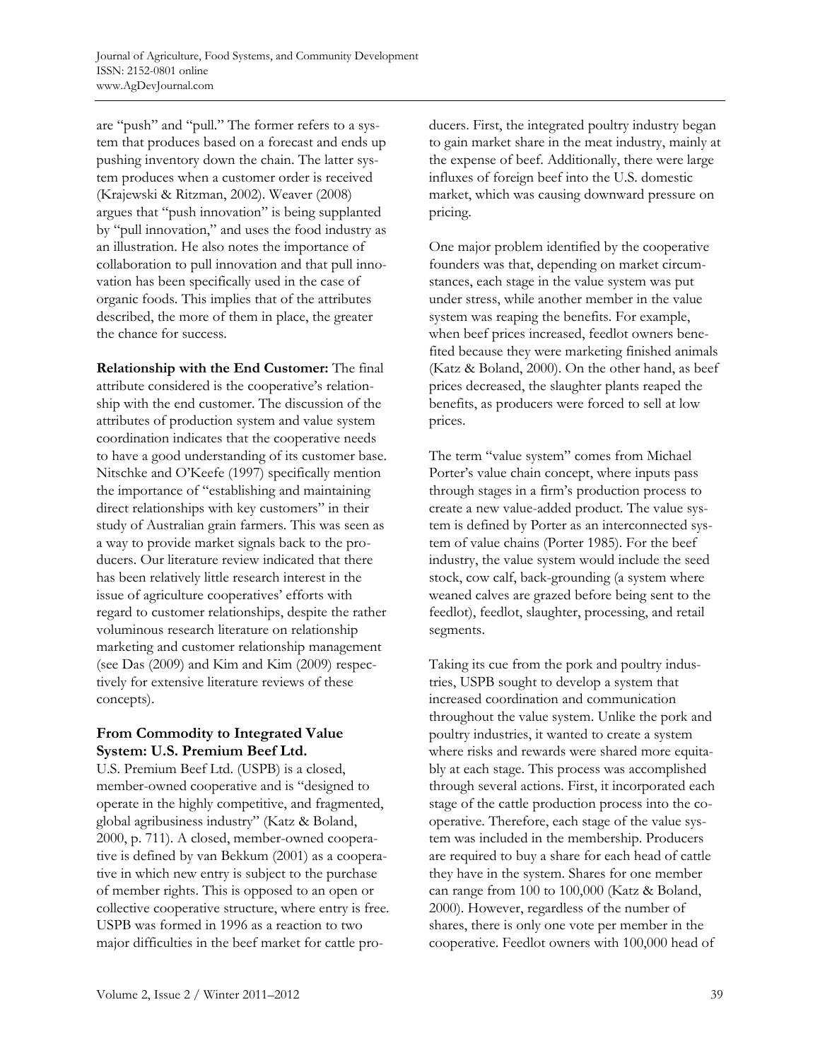are "push" and "pull." The former refers to a system that produces based on a forecast and ends up pushing inventory down the chain. The latter system produces when a customer order is received (Krajewski & Ritzman, 2002). Weaver (2008) argues that "push innovation" is being supplanted by "pull innovation," and uses the food industry as an illustration. He also notes the importance of collaboration to pull innovation and that pull innovation has been specifically used in the case of organic foods. This implies that of the attributes described, the more of them in place, the greater the chance for success.

**Relationship with the End Customer:** The final attribute considered is the cooperative's relationship with the end customer. The discussion of the attributes of production system and value system coordination indicates that the cooperative needs to have a good understanding of its customer base. Nitschke and O'Keefe (1997) specifically mention the importance of "establishing and maintaining direct relationships with key customers" in their study of Australian grain farmers. This was seen as a way to provide market signals back to the producers. Our literature review indicated that there has been relatively little research interest in the issue of agriculture cooperatives' efforts with regard to customer relationships, despite the rather voluminous research literature on relationship marketing and customer relationship management (see Das (2009) and Kim and Kim (2009) respectively for extensive literature reviews of these concepts).

### From Commodity to Integrated Value System: U.S. Premium Beef Ltd.

U.S. Premium Beef Ltd. (USPB) is a closed, member-owned cooperative and is "designed to operate in the highly competitive, and fragmented, global agribusiness industry" (Katz & Boland, 2000, p. 711). A closed, member-owned cooperative is defined by van Bekkum (2001) as a cooperative in which new entry is subject to the purchase of member rights. This is opposed to an open or collective cooperative structure, where entry is free. USPB was formed in 1996 as a reaction to two major difficulties in the beef market for cattle producers. First, the integrated poultry industry began to gain market share in the meat industry, mainly at the expense of beef. Additionally, there were large influxes of foreign beef into the U.S. domestic market, which was causing downward pressure on pricing.

One major problem identified by the cooperative founders was that, depending on market circumstances, each stage in the value system was put under stress, while another member in the value system was reaping the benefits. For example, when beef prices increased, feedlot owners benefited because they were marketing finished animals (Katz & Boland, 2000). On the other hand, as beef prices decreased, the slaughter plants reaped the benefits, as producers were forced to sell at low prices.

The term "value system" comes from Michael Porter's value chain concept, where inputs pass through stages in a firm's production process to create a new value-added product. The value system is defined by Porter as an interconnected system of value chains (Porter 1985). For the beef industry, the value system would include the seed stock, cow calf, back-grounding (a system where weaned calves are grazed before being sent to the feedlot), feedlot, slaughter, processing, and retail segments.

Taking its cue from the pork and poultry industries, USPB sought to develop a system that increased coordination and communication throughout the value system. Unlike the pork and poultry industries, it wanted to create a system where risks and rewards were shared more equitably at each stage. This process was accomplished through several actions. First, it incorporated each stage of the cattle production process into the cooperative. Therefore, each stage of the value system was included in the membership. Producers are required to buy a share for each head of cattle they have in the system. Shares for one member can range from 100 to 100,000 (Katz & Boland, 2000). However, regardless of the number of shares, there is only one vote per member in the cooperative. Feedlot owners with 100,000 head of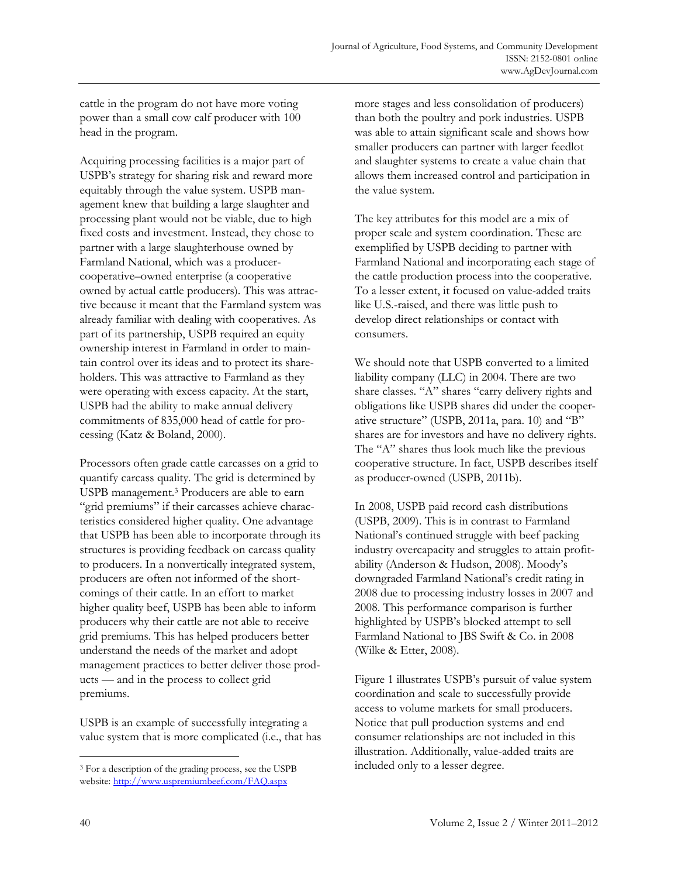cattle in the program do not have more voting power than a small cow calf producer with 100 head in the program.

Acquiring processing facilities is a major part of USPB's strategy for sharing risk and reward more equitably through the value system. USPB management knew that building a large slaughter and processing plant would not be viable, due to high fixed costs and investment. Instead, they chose to partner with a large slaughterhouse owned by Farmland National, which was a producer-cooperative–owned enterprise (a cooperative owned by actual cattle producers). This was attractive because it meant that the Farmland system was already familiar with dealing with cooperatives. As part of its partnership, USPB required an equity ownership interest in Farmland in order to maintain control over its ideas and to protect its shareholders. This was attractive to Farmland as they were operating with excess capacity. At the start, USPB had the ability to make annual delivery commitments of 835,000 head of cattle for processing (Katz & Boland, 2000).

Processors often grade cattle carcasses on a grid to quantify carcass quality. The grid is determined by USPB management.[3] Producers are able to earn "grid premiums" if their carcasses achieve characteristics considered higher quality. One advantage that USPB has been able to incorporate through its structures is providing feedback on carcass quality to producers. In a nonvertically integrated system, producers are often not informed of the shortcomings of their cattle. In an effort to market higher quality beef, USPB has been able to inform producers why their cattle are not able to receive grid premiums. This has helped producers better understand the needs of the market and adopt management practices to better deliver those products — and in the process to collect grid premiums.

USPB is an example of successfully integrating a value system that is more complicated (i.e., that has more stages and less consolidation of producers) than both the poultry and pork industries. USPB was able to attain significant scale and shows how smaller producers can partner with larger feedlot and slaughter systems to create a value chain that allows them increased control and participation in the value system.

The key attributes for this model are a mix of proper scale and system coordination. These are exemplified by USPB deciding to partner with Farmland National and incorporating each stage of the cattle production process into the cooperative. To a lesser extent, it focused on value-added traits like U.S.-raised, and there was little push to develop direct relationships or contact with consumers.

We should note that USPB converted to a limited liability company (LLC) in 2004. There are two share classes. "A" shares "carry delivery rights and obligations like USPB shares did under the cooperative structure" (USPB, 2011a, para. 10) and "B" shares are for investors and have no delivery rights. The "A" shares thus look much like the previous cooperative structure. In fact, USPB describes itself as producer-owned (USPB, 2011b).

In 2008, USPB paid record cash distributions (USPB, 2009). This is in contrast to Farmland National's continued struggle with beef packing industry overcapacity and struggles to attain profitability (Anderson & Hudson, 2008). Moody's downgraded Farmland National's credit rating in 2008 due to processing industry losses in 2007 and 2008. This performance comparison is further highlighted by USPB's blocked attempt to sell Farmland National to JBS Swift & Co. in 2008 (Wilke & Etter, 2008).

Figure 1 illustrates USPB's pursuit of value system coordination and scale to successfully provide access to volume markets for small producers. Notice that pull production systems and end consumer relationships are not included in this illustration. Additionally, value-added traits are included only to a lesser degree.

---

[3] For a description of the grading process, see the USPB website: http://www.uspremiumbeef.com/FAQ.aspx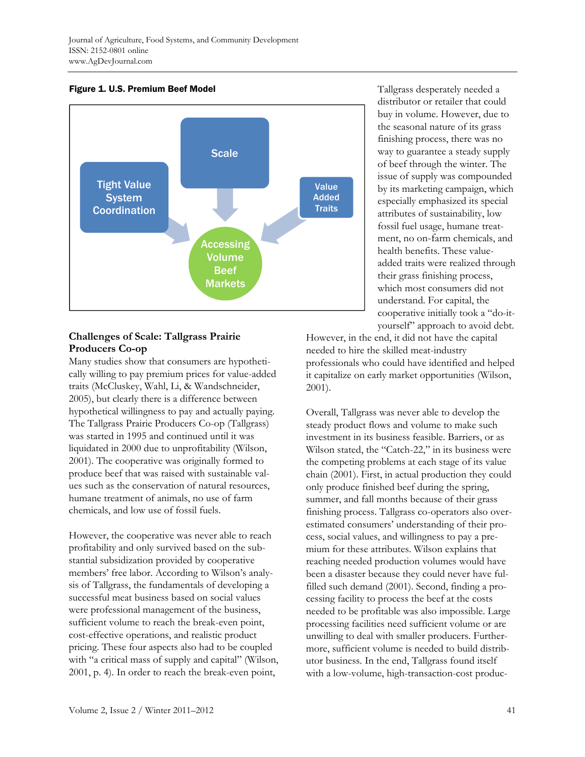**Figure 1. U.S. Premium Beef Model**

Tight Value System Coordination

Scale

Value Added Traits

Accessing Volume Beef Markets

### Challenges of Scale: Tallgrass Prairie Producers Co-op

Many studies show that consumers are hypothetically willing to pay premium prices for value-added traits (McCluskey, Wahl, Li, & Wandschneider, 2005), but clearly there is a difference between hypothetical willingness to pay and actually paying. The Tallgrass Prairie Producers Co-op (Tallgrass) was started in 1995 and continued until it was liquidated in 2000 due to unprofitability (Wilson, 2001). The cooperative was originally formed to produce beef that was raised with sustainable values such as the conservation of natural resources, humane treatment of animals, no use of farm chemicals, and low use of fossil fuels.

However, the cooperative was never able to reach profitability and only survived based on the substantial subsidization provided by cooperative members' free labor. According to Wilson's analysis of Tallgrass, the fundamentals of developing a successful meat business based on social values were professional management of the business, sufficient volume to reach the break-even point, cost-effective operations, and realistic product pricing. These four aspects also had to be coupled with "a critical mass of supply and capital" (Wilson, 2001, p. 4). In order to reach the break-even point, Tallgrass desperately needed a distributor or retailer that could buy in volume. However, due to the seasonal nature of its grass finishing process, there was no way to guarantee a steady supply of beef through the winter. The issue of supply was compounded by its marketing campaign, which especially emphasized its special attributes of sustainability, low fossil fuel usage, humane treatment, no on-farm chemicals, and health benefits. These value-added traits were realized through their grass finishing process, which most consumers did not understand. For capital, the cooperative initially took a "do-it-yourself" approach to avoid debt. However, in the end, it did not have the capital needed to hire the skilled meat-industry professionals who could have identified and helped it capitalize on early market opportunities (Wilson, 2001).

Overall, Tallgrass was never able to develop the steady product flows and volume to make such investment in its business feasible. Barriers, or as Wilson stated, the "Catch-22," in its business were the competing problems at each stage of its value chain (2001). First, in actual production they could only produce finished beef during the spring, summer, and fall months because of their grass finishing process. Tallgrass co-operators also overestimated consumers' understanding of their process, social values, and willingness to pay a premium for these attributes. Wilson explains that reaching needed production volumes would have been a disaster because they could never have fulfilled such demand (2001). Second, finding a processing facility to process the beef at the costs needed to be profitable was also impossible. Large processing facilities need sufficient volume or are unwilling to deal with smaller producers. Furthermore, sufficient volume is needed to build distributor business. In the end, Tallgrass found itself with a low-volume, high-transaction-cost produc-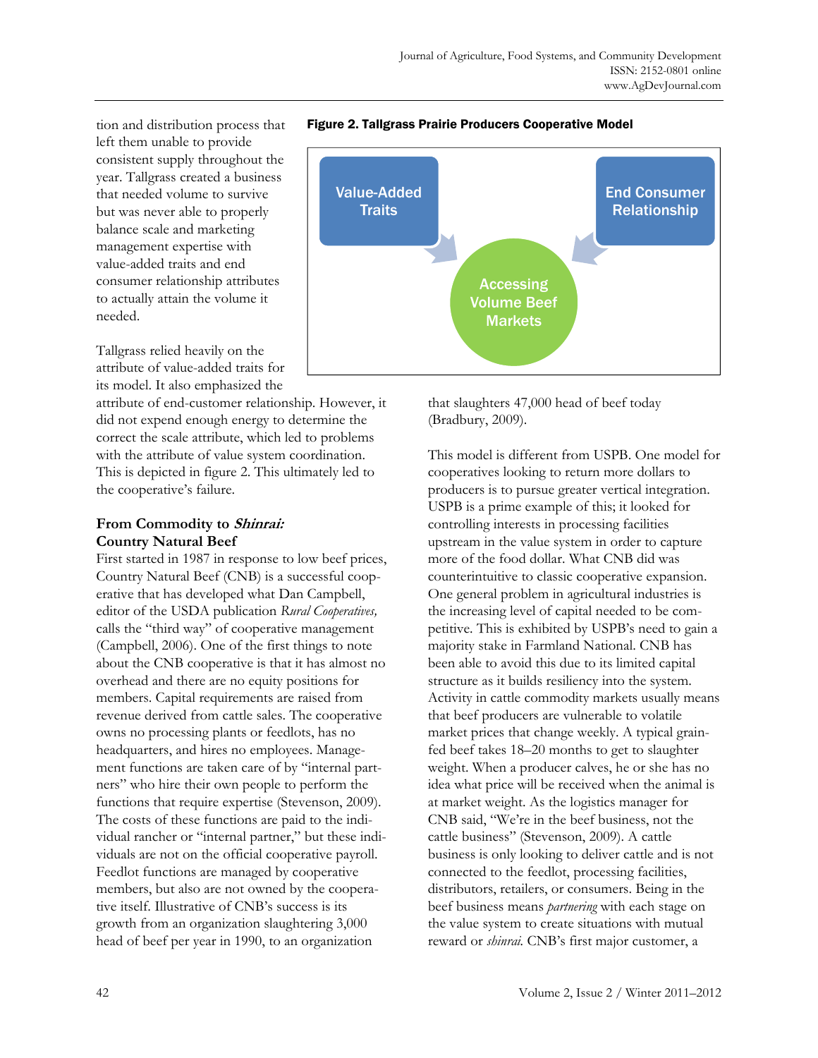tion and distribution process that left them unable to provide consistent supply throughout the year. Tallgrass created a business that needed volume to survive but was never able to properly balance scale and marketing management expertise with value-added traits and end consumer relationship attributes to actually attain the volume it needed.

Tallgrass relied heavily on the attribute of value-added traits for its model. It also emphasized the attribute of end-customer relationship. However, it did not expend enough energy to determine the correct the scale attribute, which led to problems with the attribute of value system coordination. This is depicted in figure 2. This ultimately led to the cooperative's failure.

**Figure 2. Tallgrass Prairie Producers Cooperative Model**

Value-Added Traits → Accessing Volume Beef Markets ← End Consumer Relationship

### From Commodity to *Shinrai:* Country Natural Beef

First started in 1987 in response to low beef prices, Country Natural Beef (CNB) is a successful cooperative that has developed what Dan Campbell, editor of the USDA publication *Rural Cooperatives,* calls the "third way" of cooperative management (Campbell, 2006). One of the first things to note about the CNB cooperative is that it has almost no overhead and there are no equity positions for members. Capital requirements are raised from revenue derived from cattle sales. The cooperative owns no processing plants or feedlots, has no headquarters, and hires no employees. Management functions are taken care of by "internal partners" who hire their own people to perform the functions that require expertise (Stevenson, 2009). The costs of these functions are paid to the individual rancher or "internal partner," but these individuals are not on the official cooperative payroll. Feedlot functions are managed by cooperative members, but also are not owned by the cooperative itself. Illustrative of CNB's success is its growth from an organization slaughtering 3,000 head of beef per year in 1990, to an organization that slaughters 47,000 head of beef today (Bradbury, 2009).

This model is different from USPB. One model for cooperatives looking to return more dollars to producers is to pursue greater vertical integration. USPB is a prime example of this; it looked for controlling interests in processing facilities upstream in the value system in order to capture more of the food dollar. What CNB did was counterintuitive to classic cooperative expansion. One general problem in agricultural industries is the increasing level of capital needed to be competitive. This is exhibited by USPB's need to gain a majority stake in Farmland National. CNB has been able to avoid this due to its limited capital structure as it builds resiliency into the system. Activity in cattle commodity markets usually means that beef producers are vulnerable to volatile market prices that change weekly. A typical grain-fed beef takes 18–20 months to get to slaughter weight. When a producer calves, he or she has no idea what price will be received when the animal is at market weight. As the logistics manager for CNB said, "We're in the beef business, not the cattle business" (Stevenson, 2009). A cattle business is only looking to deliver cattle and is not connected to the feedlot, processing facilities, distributors, retailers, or consumers. Being in the beef business means *partnering* with each stage on the value system to create situations with mutual reward or *shinrai.* CNB's first major customer, a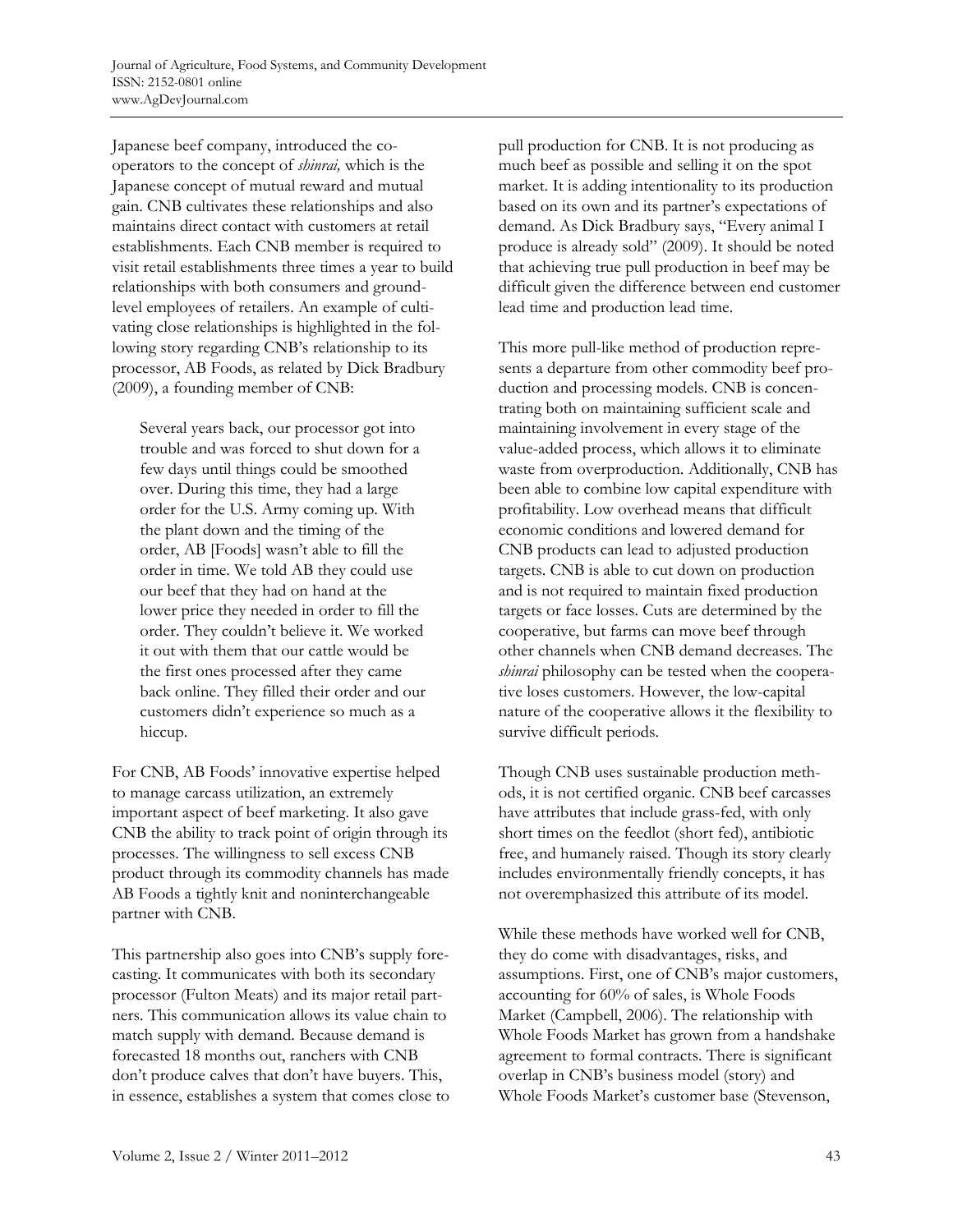Japanese beef company, introduced the cooperators to the concept of *shinrai,* which is the Japanese concept of mutual reward and mutual gain. CNB cultivates these relationships and also maintains direct contact with customers at retail establishments. Each CNB member is required to visit retail establishments three times a year to build relationships with both consumers and ground-level employees of retailers. An example of cultivating close relationships is highlighted in the following story regarding CNB's relationship to its processor, AB Foods, as related by Dick Bradbury (2009), a founding member of CNB:

> Several years back, our processor got into trouble and was forced to shut down for a few days until things could be smoothed over. During this time, they had a large order for the U.S. Army coming up. With the plant down and the timing of the order, AB [Foods] wasn't able to fill the order in time. We told AB they could use our beef that they had on hand at the lower price they needed in order to fill the order. They couldn't believe it. We worked it out with them that our cattle would be the first ones processed after they came back online. They filled their order and our customers didn't experience so much as a hiccup.

For CNB, AB Foods' innovative expertise helped to manage carcass utilization, an extremely important aspect of beef marketing. It also gave CNB the ability to track point of origin through its processes. The willingness to sell excess CNB product through its commodity channels has made AB Foods a tightly knit and noninterchangeable partner with CNB.

This partnership also goes into CNB's supply forecasting. It communicates with both its secondary processor (Fulton Meats) and its major retail partners. This communication allows its value chain to match supply with demand. Because demand is forecasted 18 months out, ranchers with CNB don't produce calves that don't have buyers. This, in essence, establishes a system that comes close to pull production for CNB. It is not producing as much beef as possible and selling it on the spot market. It is adding intentionality to its production based on its own and its partner's expectations of demand. As Dick Bradbury says, "Every animal I produce is already sold" (2009). It should be noted that achieving true pull production in beef may be difficult given the difference between end customer lead time and production lead time.

This more pull-like method of production represents a departure from other commodity beef production and processing models. CNB is concentrating both on maintaining sufficient scale and maintaining involvement in every stage of the value-added process, which allows it to eliminate waste from overproduction. Additionally, CNB has been able to combine low capital expenditure with profitability. Low overhead means that difficult economic conditions and lowered demand for CNB products can lead to adjusted production targets. CNB is able to cut down on production and is not required to maintain fixed production targets or face losses. Cuts are determined by the cooperative, but farms can move beef through other channels when CNB demand decreases. The *shinrai* philosophy can be tested when the cooperative loses customers. However, the low-capital nature of the cooperative allows it the flexibility to survive difficult periods.

Though CNB uses sustainable production methods, it is not certified organic. CNB beef carcasses have attributes that include grass-fed, with only short times on the feedlot (short fed), antibiotic free, and humanely raised. Though its story clearly includes environmentally friendly concepts, it has not overemphasized this attribute of its model.

While these methods have worked well for CNB, they do come with disadvantages, risks, and assumptions. First, one of CNB's major customers, accounting for 60% of sales, is Whole Foods Market (Campbell, 2006). The relationship with Whole Foods Market has grown from a handshake agreement to formal contracts. There is significant overlap in CNB's business model (story) and Whole Foods Market's customer base (Stevenson,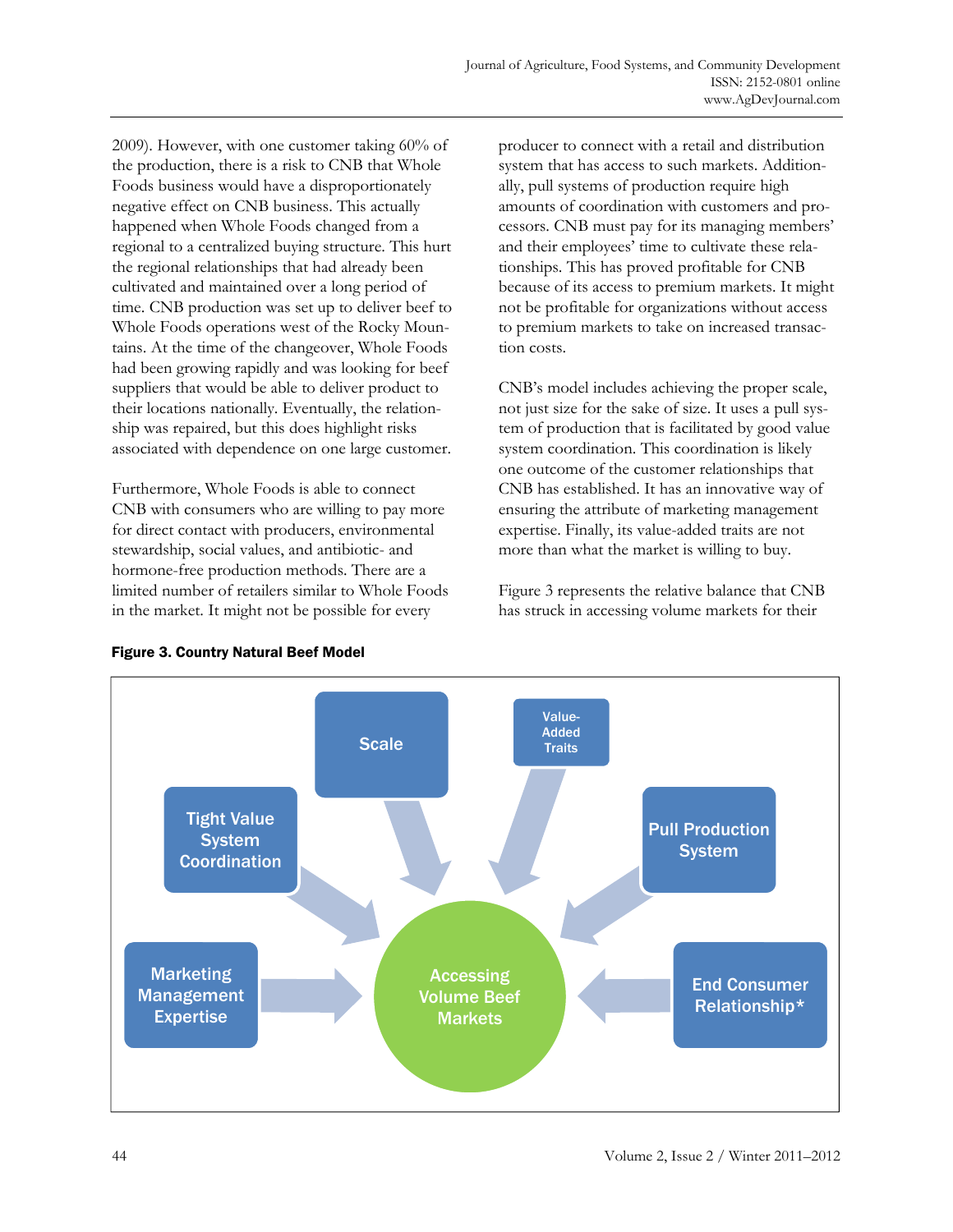2009). However, with one customer taking 60% of the production, there is a risk to CNB that Whole Foods business would have a disproportionately negative effect on CNB business. This actually happened when Whole Foods changed from a regional to a centralized buying structure. This hurt the regional relationships that had already been cultivated and maintained over a long period of time. CNB production was set up to deliver beef to Whole Foods operations west of the Rocky Mountains. At the time of the changeover, Whole Foods had been growing rapidly and was looking for beef suppliers that would be able to deliver product to their locations nationally. Eventually, the relationship was repaired, but this does highlight risks associated with dependence on one large customer.

Furthermore, Whole Foods is able to connect CNB with consumers who are willing to pay more for direct contact with producers, environmental stewardship, social values, and antibiotic- and hormone-free production methods. There are a limited number of retailers similar to Whole Foods in the market. It might not be possible for every producer to connect with a retail and distribution system that has access to such markets. Additionally, pull systems of production require high amounts of coordination with customers and processors. CNB must pay for its managing members' and their employees' time to cultivate these relationships. This has proved profitable for CNB because of its access to premium markets. It might not be profitable for organizations without access to premium markets to take on increased transaction costs.

CNB's model includes achieving the proper scale, not just size for the sake of size. It uses a pull system of production that is facilitated by good value system coordination. This coordination is likely one outcome of the customer relationships that CNB has established. It has an innovative way of ensuring the attribute of marketing management expertise. Finally, its value-added traits are not more than what the market is willing to buy.

Figure 3 represents the relative balance that CNB has struck in accessing volume markets for their

**Figure 3. Country Natural Beef Model**

Scale → Accessing Volume Beef Markets
Value-Added Traits → Accessing Volume Beef Markets
Tight Value System Coordination → Accessing Volume Beef Markets
Pull Production System → Accessing Volume Beef Markets
Marketing Management Expertise → Accessing Volume Beef Markets
End Consumer Relationship* → Accessing Volume Beef Markets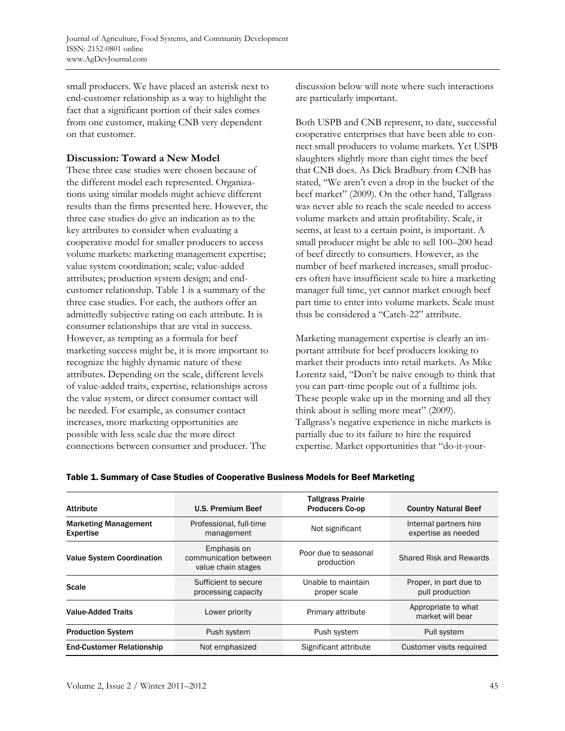small producers. We have placed an asterisk next to end-customer relationship as a way to highlight the fact that a significant portion of their sales comes from one customer, making CNB very dependent on that customer.

## Discussion: Toward a New Model

These three case studies were chosen because of the different model each represented. Organizations using similar models might achieve different results than the firms presented here. However, the three case studies do give an indication as to the key attributes to consider when evaluating a cooperative model for smaller producers to access volume markets: marketing management expertise; value system coordination; scale; value-added attributes; production system design; and end-customer relationship. Table 1 is a summary of the three case studies. For each, the authors offer an admittedly subjective rating on each attribute. It is consumer relationships that are vital in success. However, as tempting as a formula for beef marketing success might be, it is more important to recognize the highly dynamic nature of these attributes. Depending on the scale, different levels of value-added traits, expertise, relationships across the value system, or direct consumer contact will be needed. For example, as consumer contact increases, more marketing opportunities are possible with less scale due the more direct connections between consumer and producer. The discussion below will note where such interactions are particularly important.

Both USPB and CNB represent, to date, successful cooperative enterprises that have been able to connect small producers to volume markets. Yet USPB slaughters slightly more than eight times the beef that CNB does. As Dick Bradbury from CNB has stated, "We aren't even a drop in the bucket of the beef market" (2009). On the other hand, Tallgrass was never able to reach the scale needed to access volume markets and attain profitability. Scale, it seems, at least to a certain point, is important. A small producer might be able to sell 100–200 head of beef directly to consumers. However, as the number of beef marketed increases, small producers often have insufficient scale to hire a marketing manager full time, yet cannot market enough beef part time to enter into volume markets. Scale must thus be considered a "Catch-22" attribute.

Marketing management expertise is clearly an important attribute for beef producers looking to market their products into retail markets. As Mike Lorentz said, "Don't be naïve enough to think that you can part-time people out of a fulltime job. These people wake up in the morning and all they think about is selling more meat" (2009). Tallgrass's negative experience in niche markets is partially due to its failure to hire the required expertise. Market opportunities that "do-it-your-

**Table 1. Summary of Case Studies of Cooperative Business Models for Beef Marketing**

| Attribute | U.S. Premium Beef | Tallgrass Prairie Producers Co-op | Country Natural Beef |
|---|---|---|---|
| **Marketing Management Expertise** | Professional, full-time management | Not significant | Internal partners hire expertise as needed |
| **Value System Coordination** | Emphasis on communication between value chain stages | Poor due to seasonal production | Shared Risk and Rewards |
| **Scale** | Sufficient to secure processing capacity | Unable to maintain proper scale | Proper, in part due to pull production |
| **Value-Added Traits** | Lower priority | Primary attribute | Appropriate to what market will bear |
| **Production System** | Push system | Push system | Pull system |
| **End-Customer Relationship** | Not emphasized | Significant attribute | Customer visits required |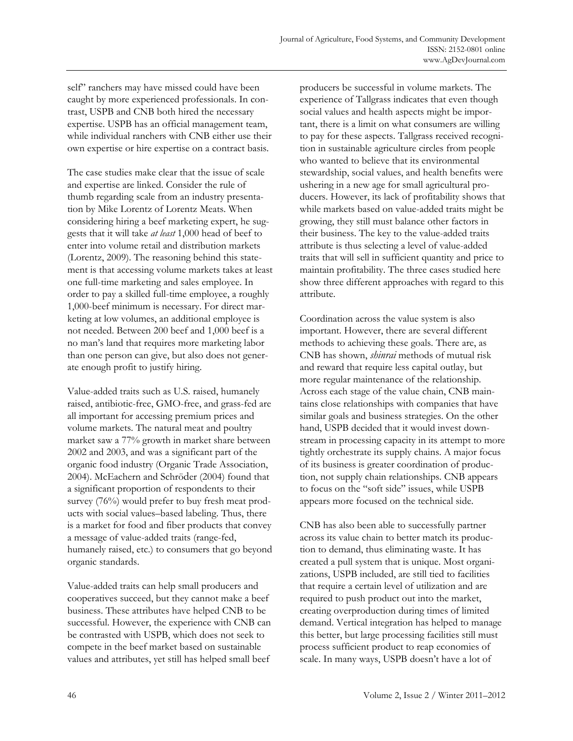self" ranchers may have missed could have been caught by more experienced professionals. In contrast, USPB and CNB both hired the necessary expertise. USPB has an official management team, while individual ranchers with CNB either use their own expertise or hire expertise on a contract basis.

The case studies make clear that the issue of scale and expertise are linked. Consider the rule of thumb regarding scale from an industry presentation by Mike Lorentz of Lorentz Meats. When considering hiring a beef marketing expert, he suggests that it will take *at least* 1,000 head of beef to enter into volume retail and distribution markets (Lorentz, 2009). The reasoning behind this statement is that accessing volume markets takes at least one full-time marketing and sales employee. In order to pay a skilled full-time employee, a roughly 1,000-beef minimum is necessary. For direct marketing at low volumes, an additional employee is not needed. Between 200 beef and 1,000 beef is a no man's land that requires more marketing labor than one person can give, but also does not generate enough profit to justify hiring.

Value-added traits such as U.S. raised, humanely raised, antibiotic-free, GMO-free, and grass-fed are all important for accessing premium prices and volume markets. The natural meat and poultry market saw a 77% growth in market share between 2002 and 2003, and was a significant part of the organic food industry (Organic Trade Association, 2004). McEachern and Schröder (2004) found that a significant proportion of respondents to their survey (76%) would prefer to buy fresh meat products with social values–based labeling. Thus, there is a market for food and fiber products that convey a message of value-added traits (range-fed, humanely raised, etc.) to consumers that go beyond organic standards.

Value-added traits can help small producers and cooperatives succeed, but they cannot make a beef business. These attributes have helped CNB to be successful. However, the experience with CNB can be contrasted with USPB, which does not seek to compete in the beef market based on sustainable values and attributes, yet still has helped small beef producers be successful in volume markets. The experience of Tallgrass indicates that even though social values and health aspects might be important, there is a limit on what consumers are willing to pay for these aspects. Tallgrass received recognition in sustainable agriculture circles from people who wanted to believe that its environmental stewardship, social values, and health benefits were ushering in a new age for small agricultural producers. However, its lack of profitability shows that while markets based on value-added traits might be growing, they still must balance other factors in their business. The key to the value-added traits attribute is thus selecting a level of value-added traits that will sell in sufficient quantity and price to maintain profitability. The three cases studied here show three different approaches with regard to this attribute.

Coordination across the value system is also important. However, there are several different methods to achieving these goals. There are, as CNB has shown, *shinrai* methods of mutual risk and reward that require less capital outlay, but more regular maintenance of the relationship. Across each stage of the value chain, CNB maintains close relationships with companies that have similar goals and business strategies. On the other hand, USPB decided that it would invest downstream in processing capacity in its attempt to more tightly orchestrate its supply chains. A major focus of its business is greater coordination of production, not supply chain relationships. CNB appears to focus on the "soft side" issues, while USPB appears more focused on the technical side.

CNB has also been able to successfully partner across its value chain to better match its production to demand, thus eliminating waste. It has created a pull system that is unique. Most organizations, USPB included, are still tied to facilities that require a certain level of utilization and are required to push product out into the market, creating overproduction during times of limited demand. Vertical integration has helped to manage this better, but large processing facilities still must process sufficient product to reap economies of scale. In many ways, USPB doesn't have a lot of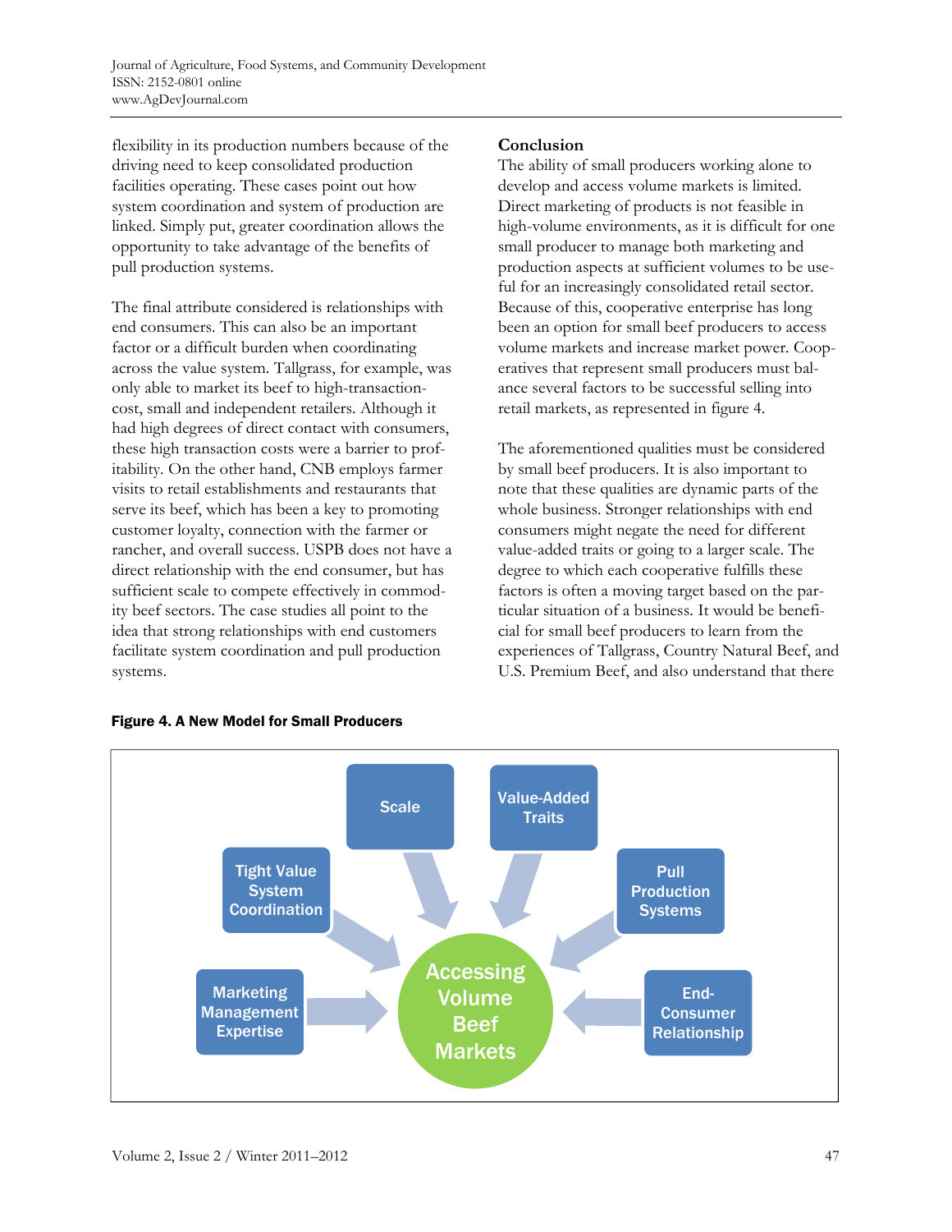flexibility in its production numbers because of the driving need to keep consolidated production facilities operating. These cases point out how system coordination and system of production are linked. Simply put, greater coordination allows the opportunity to take advantage of the benefits of pull production systems.

The final attribute considered is relationships with end consumers. This can also be an important factor or a difficult burden when coordinating across the value system. Tallgrass, for example, was only able to market its beef to high-transaction-cost, small and independent retailers. Although it had high degrees of direct contact with consumers, these high transaction costs were a barrier to profitability. On the other hand, CNB employs farmer visits to retail establishments and restaurants that serve its beef, which has been a key to promoting customer loyalty, connection with the farmer or rancher, and overall success. USPB does not have a direct relationship with the end consumer, but has sufficient scale to compete effectively in commodity beef sectors. The case studies all point to the idea that strong relationships with end customers facilitate system coordination and pull production systems.

## Conclusion

The ability of small producers working alone to develop and access volume markets is limited. Direct marketing of products is not feasible in high-volume environments, as it is difficult for one small producer to manage both marketing and production aspects at sufficient volumes to be useful for an increasingly consolidated retail sector. Because of this, cooperative enterprise has long been an option for small beef producers to access volume markets and increase market power. Cooperatives that represent small producers must balance several factors to be successful selling into retail markets, as represented in figure 4.

The aforementioned qualities must be considered by small beef producers. It is also important to note that these qualities are dynamic parts of the whole business. Stronger relationships with end consumers might negate the need for different value-added traits or going to a larger scale. The degree to which each cooperative fulfills these factors is often a moving target based on the particular situation of a business. It would be beneficial for small beef producers to learn from the experiences of Tallgrass, Country Natural Beef, and U.S. Premium Beef, and also understand that there

**Figure 4. A New Model for Small Producers**

- Scale
- Value-Added Traits
- Tight Value System Coordination
- Pull Production Systems
- Marketing Management Expertise
- End-Consumer Relationship
- → Accessing Volume Beef Markets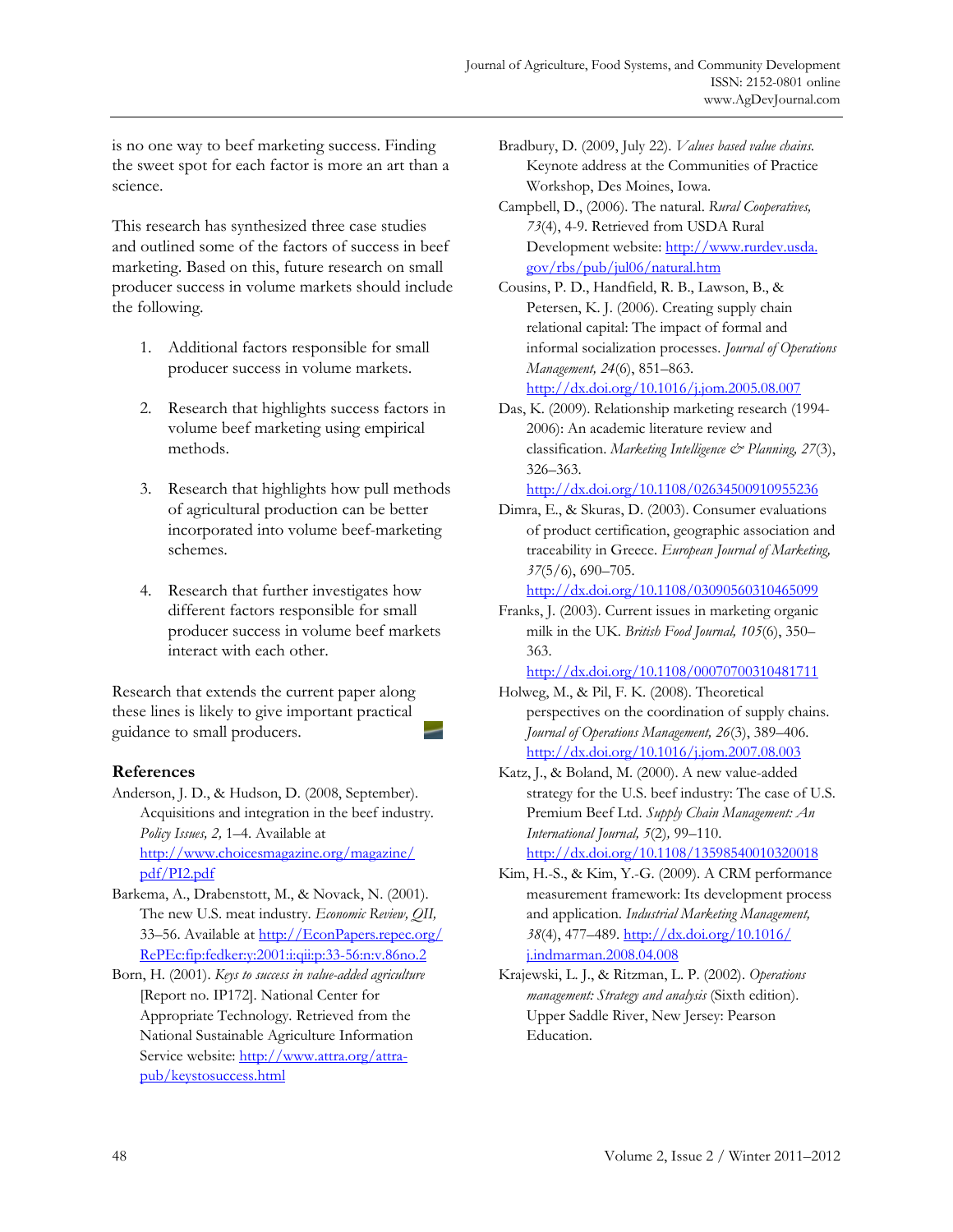is no one way to beef marketing success. Finding the sweet spot for each factor is more an art than a science.

This research has synthesized three case studies and outlined some of the factors of success in beef marketing. Based on this, future research on small producer success in volume markets should include the following.

1. Additional factors responsible for small producer success in volume markets.
2. Research that highlights success factors in volume beef marketing using empirical methods.
3. Research that highlights how pull methods of agricultural production can be better incorporated into volume beef-marketing schemes.
4. Research that further investigates how different factors responsible for small producer success in volume beef markets interact with each other.

Research that extends the current paper along these lines is likely to give important practical guidance to small producers.

## References

Anderson, J. D., & Hudson, D. (2008, September). Acquisitions and integration in the beef industry. *Policy Issues, 2,* 1–4. Available at http://www.choicesmagazine.org/magazine/pdf/PI2.pdf

Barkema, A., Drabenstott, M., & Novack, N. (2001). The new U.S. meat industry. *Economic Review, QII,* 33–56. Available at http://EconPapers.repec.org/RePEc:fip:fedker:y:2001:i:qii:p:33-56:n:v.86no.2

Born, H. (2001). *Keys to success in value-added agriculture* [Report no. IP172]. National Center for Appropriate Technology. Retrieved from the National Sustainable Agriculture Information Service website: http://www.attra.org/attra-pub/keystosuccess.html

Bradbury, D. (2009, July 22). *Values based value chains.* Keynote address at the Communities of Practice Workshop, Des Moines, Iowa.

Campbell, D., (2006). The natural. *Rural Cooperatives, 73*(4), 4-9. Retrieved from USDA Rural Development website: http://www.rurdev.usda.gov/rbs/pub/jul06/natural.htm

Cousins, P. D., Handfield, R. B., Lawson, B., & Petersen, K. J. (2006). Creating supply chain relational capital: The impact of formal and informal socialization processes. *Journal of Operations Management, 24*(6), 851–863. http://dx.doi.org/10.1016/j.jom.2005.08.007

Das, K. (2009). Relationship marketing research (1994-2006): An academic literature review and classification. *Marketing Intelligence & Planning, 27*(3), 326–363. http://dx.doi.org/10.1108/02634500910955236

Dimra, E., & Skuras, D. (2003). Consumer evaluations of product certification, geographic association and traceability in Greece. *European Journal of Marketing, 37*(5/6), 690–705. http://dx.doi.org/10.1108/03090560310465099

Franks, J. (2003). Current issues in marketing organic milk in the UK. *British Food Journal, 105*(6), 350–363. http://dx.doi.org/10.1108/00070700310481711

Holweg, M., & Pil, F. K. (2008). Theoretical perspectives on the coordination of supply chains. *Journal of Operations Management, 26*(3), 389–406. http://dx.doi.org/10.1016/j.jom.2007.08.003

Katz, J., & Boland, M. (2000). A new value-added strategy for the U.S. beef industry: The case of U.S. Premium Beef Ltd. *Supply Chain Management: An International Journal, 5*(2), 99–110. http://dx.doi.org/10.1108/13598540010320018

Kim, H.-S., & Kim, Y.-G. (2009). A CRM performance measurement framework: Its development process and application. *Industrial Marketing Management, 38*(4), 477–489. http://dx.doi.org/10.1016/j.indmarman.2008.04.008

Krajewski, L. J., & Ritzman, L. P. (2002). *Operations management: Strategy and analysis* (Sixth edition). Upper Saddle River, New Jersey: Pearson Education.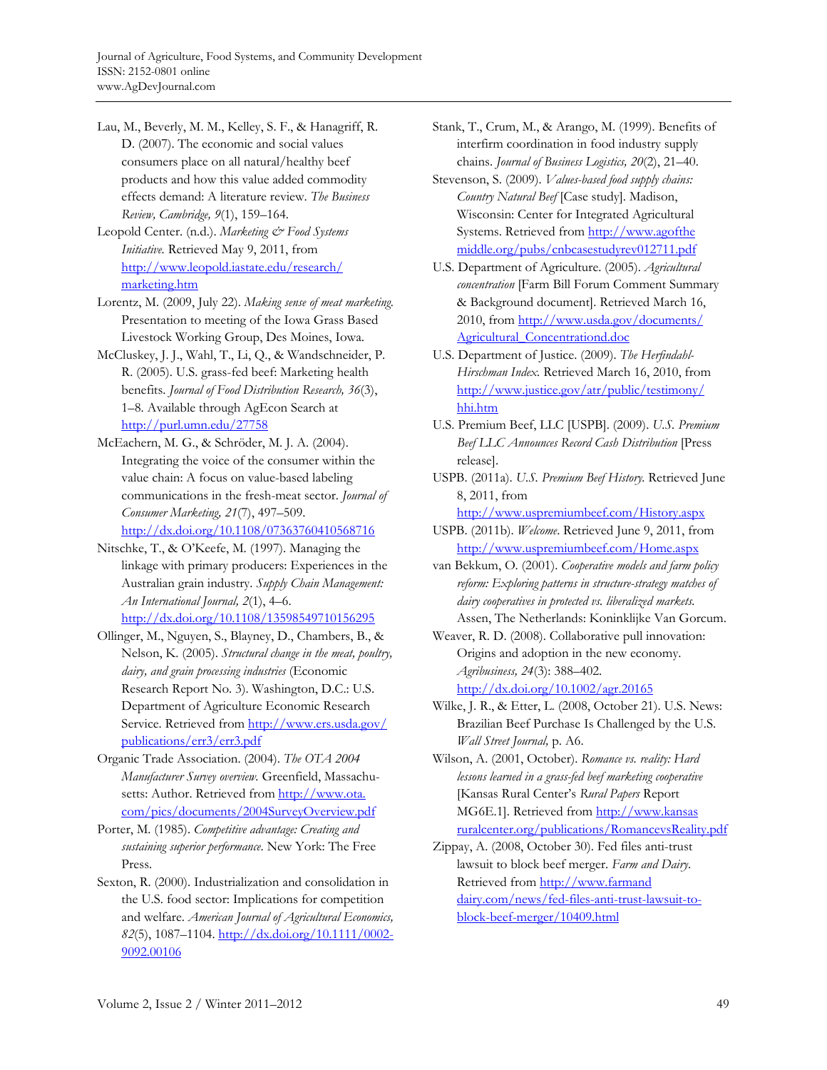Lau, M., Beverly, M. M., Kelley, S. F., & Hanagriff, R. D. (2007). The economic and social values consumers place on all natural/healthy beef products and how this value added commodity effects demand: A literature review. *The Business Review, Cambridge, 9*(1), 159–164.

Leopold Center. (n.d.). *Marketing & Food Systems Initiative.* Retrieved May 9, 2011, from http://www.leopold.iastate.edu/research/marketing.htm

Lorentz, M. (2009, July 22). *Making sense of meat marketing.* Presentation to meeting of the Iowa Grass Based Livestock Working Group, Des Moines, Iowa.

McCluskey, J. J., Wahl, T., Li, Q., & Wandschneider, P. R. (2005). U.S. grass-fed beef: Marketing health benefits. *Journal of Food Distribution Research, 36*(3), 1–8. Available through AgEcon Search at http://purl.umn.edu/27758

McEachern, M. G., & Schröder, M. J. A. (2004). Integrating the voice of the consumer within the value chain: A focus on value-based labeling communications in the fresh-meat sector. *Journal of Consumer Marketing, 21*(7), 497–509. http://dx.doi.org/10.1108/07363760410568716

Nitschke, T., & O'Keefe, M. (1997). Managing the linkage with primary producers: Experiences in the Australian grain industry. *Supply Chain Management: An International Journal, 2*(1), 4–6. http://dx.doi.org/10.1108/13598549710156295

Ollinger, M., Nguyen, S., Blayney, D., Chambers, B., & Nelson, K. (2005). *Structural change in the meat, poultry, dairy, and grain processing industries* (Economic Research Report No. 3). Washington, D.C.: U.S. Department of Agriculture Economic Research Service. Retrieved from http://www.ers.usda.gov/publications/err3/err3.pdf

Organic Trade Association. (2004). *The OTA 2004 Manufacturer Survey overview.* Greenfield, Massachusetts: Author. Retrieved from http://www.ota.com/pics/documents/2004SurveyOverview.pdf

Porter, M. (1985). *Competitive advantage: Creating and sustaining superior performance.* New York: The Free Press.

Sexton, R. (2000). Industrialization and consolidation in the U.S. food sector: Implications for competition and welfare. *American Journal of Agricultural Economics, 82*(5), 1087–1104. http://dx.doi.org/10.1111/0002-9092.00106

Stank, T., Crum, M., & Arango, M. (1999). Benefits of interfirm coordination in food industry supply chains. *Journal of Business Logistics, 20*(2), 21–40.

Stevenson, S. (2009). *Values-based food supply chains: Country Natural Beef* [Case study]. Madison, Wisconsin: Center for Integrated Agricultural Systems. Retrieved from http://www.agofthemiddle.org/pubs/cnbcasestudyrev012711.pdf

U.S. Department of Agriculture. (2005). *Agricultural concentration* [Farm Bill Forum Comment Summary & Background document]. Retrieved March 16, 2010, from http://www.usda.gov/documents/Agricultural_Concentrationd.doc

U.S. Department of Justice. (2009). *The Herfindahl-Hirschman Index.* Retrieved March 16, 2010, from http://www.justice.gov/atr/public/testimony/hhi.htm

U.S. Premium Beef, LLC [USPB]. (2009). *U.S. Premium Beef LLC Announces Record Cash Distribution* [Press release].

USPB. (2011a). *U.S. Premium Beef History.* Retrieved June 8, 2011, from http://www.uspremiumbeef.com/History.aspx

USPB. (2011b). *Welcome.* Retrieved June 9, 2011, from http://www.uspremiumbeef.com/Home.aspx

van Bekkum, O. (2001). *Cooperative models and farm policy reform: Exploring patterns in structure-strategy matches of dairy cooperatives in protected vs. liberalized markets.* Assen, The Netherlands: Koninklijke Van Gorcum.

Weaver, R. D. (2008). Collaborative pull innovation: Origins and adoption in the new economy. *Agribusiness, 24*(3): 388–402. http://dx.doi.org/10.1002/agr.20165

Wilke, J. R., & Etter, L. (2008, October 21). U.S. News: Brazilian Beef Purchase Is Challenged by the U.S. *Wall Street Journal,* p. A6.

Wilson, A. (2001, October). *Romance vs. reality: Hard lessons learned in a grass-fed beef marketing cooperative* [Kansas Rural Center's *Rural Papers* Report MG6E.1]. Retrieved from http://www.kansasruralcenter.org/publications/RomancevsReality.pdf

Zippay, A. (2008, October 30). Fed files anti-trust lawsuit to block beef merger. *Farm and Dairy.* Retrieved from http://www.farmanddairy.com/news/fed-files-anti-trust-lawsuit-to-block-beef-merger/10409.html